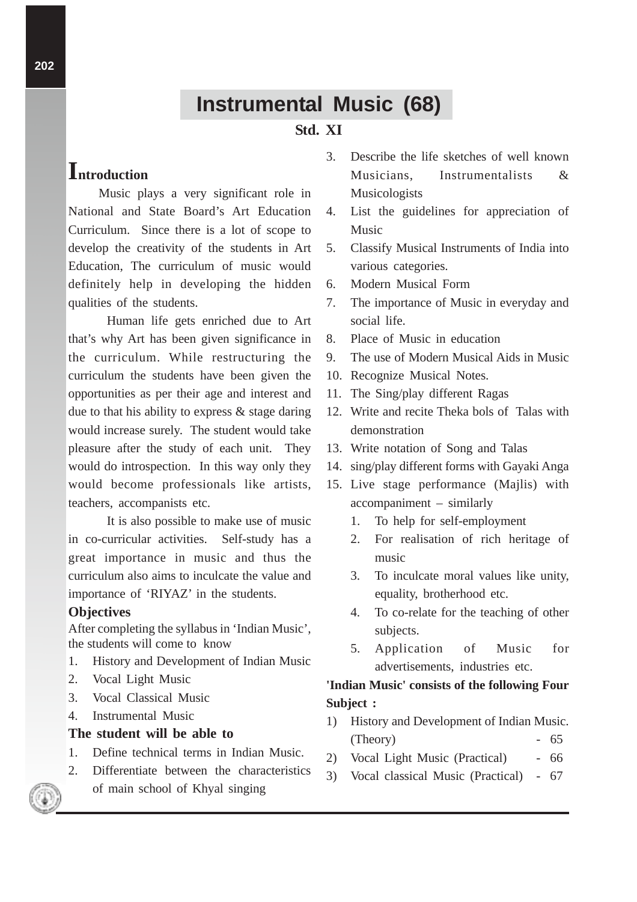# Instrumental Music (68)

**Std. XI**

## Introduction

Music plays a very significant role in National and State Board's Art Education Curriculum. Since there is a lot of scope to develop the creativity of the students in Art Education, The curriculum of music would definitely help in developing the hidden qualities of the students.

Human life gets enriched due to Art that's why Art has been given significance in the curriculum. While restructuring the curriculum the students have been given the opportunities as per their age and interest and due to that his ability to express & stage daring would increase surely. The student would take pleasure after the study of each unit. They would do introspection. In this way only they would become professionals like artists, teachers, accompanists etc.

It is also possible to make use of music in co-curricular activities. Self-study has a great importance in music and thus the curriculum also aims to inculcate the value and importance of 'RIYAZ' in the students.

### Objectives

After completing the syllabus in 'Indian Music', the students will come to know

1. History and Development of Indian Music
2. Vocal Light Music
3. Vocal Classical Music
4. Instrumental Music

### The student will be able to

1. Define technical terms in Indian Music.
2. Differentiate between the characteristics of main school of Khyal singing
3. Describe the life sketches of well known Musicians, Instrumentalists & Musicologists
4. List the guidelines for appreciation of Music
5. Classify Musical Instruments of India into various categories.
6. Modern Musical Form
7. The importance of Music in everyday and social life.
8. Place of Music in education
9. The use of Modern Musical Aids in Music
10. Recognize Musical Notes.
11. The Sing/play different Ragas
12. Write and recite Theka bols of Talas with demonstration
13. Write notation of Song and Talas
14. sing/play different forms with Gayaki Anga
15. Live stage performance (Majlis) with accompaniment – similarly
    1. To help for self-employment
    2. For realisation of rich heritage of music
    3. To inculcate moral values like unity, equality, brotherhood etc.
    4. To co-relate for the teaching of other subjects.
    5. Application of Music for advertisements, industries etc.

**'Indian Music' consists of the following Four Subject :**

1) History and Development of Indian Music. (Theory) - 65
2) Vocal Light Music (Practical) - 66
3) Vocal classical Music (Practical) - 67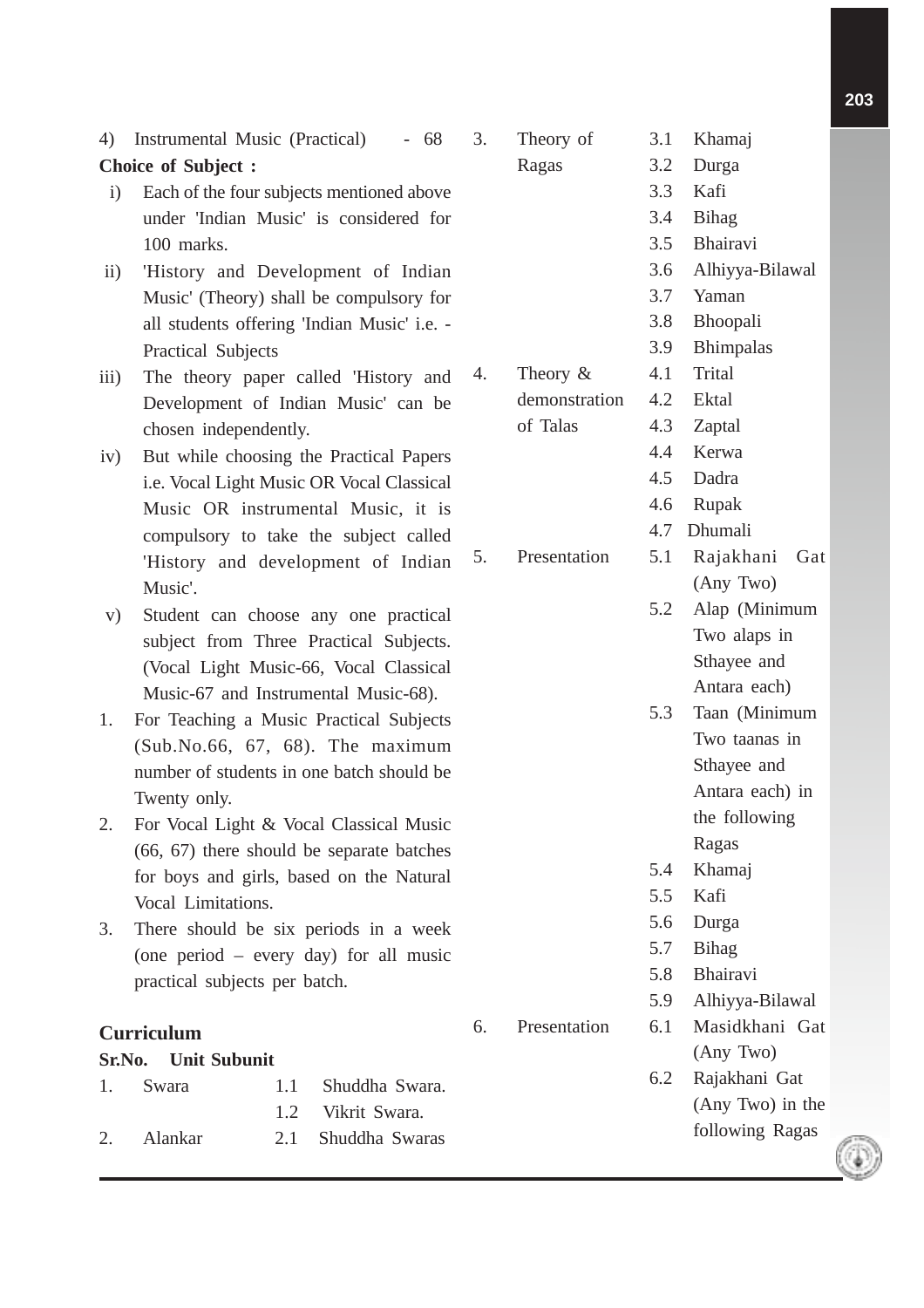4) Instrumental Music (Practical) - 68

**Choice of Subject :**

i) Each of the four subjects mentioned above under 'Indian Music' is considered for 100 marks.

ii) 'History and Development of Indian Music' (Theory) shall be compulsory for all students offering 'Indian Music' i.e. - Practical Subjects

iii) The theory paper called 'History and Development of Indian Music' can be chosen independently.

iv) But while choosing the Practical Papers i.e. Vocal Light Music OR Vocal Classical Music OR instrumental Music, it is compulsory to take the subject called 'History and development of Indian Music'.

v) Student can choose any one practical subject from Three Practical Subjects. (Vocal Light Music-66, Vocal Classical Music-67 and Instrumental Music-68).

1. For Teaching a Music Practical Subjects (Sub.No.66, 67, 68). The maximum number of students in one batch should be Twenty only.
2. For Vocal Light & Vocal Classical Music (66, 67) there should be separate batches for boys and girls, based on the Natural Vocal Limitations.
3. There should be six periods in a week (one period – every day) for all music practical subjects per batch.

## Curriculum

| Sr.No. | Unit | Subunit |
|---|---|---|
| 1. | Swara | 1.1 Shuddha Swara. |
| | | 1.2 Vikrit Swara. |
| 2. | Alankar | 2.1 Shuddha Swaras |
| 3. | Theory of Ragas | 3.1 Khamaj |
| | | 3.2 Durga |
| | | 3.3 Kafi |
| | | 3.4 Bihag |
| | | 3.5 Bhairavi |
| | | 3.6 Alhiyya-Bilawal |
| | | 3.7 Yaman |
| | | 3.8 Bhoopali |
| | | 3.9 Bhimpalas |
| 4. | Theory & demonstration of Talas | 4.1 Trital |
| | | 4.2 Ektal |
| | | 4.3 Zaptal |
| | | 4.4 Kerwa |
| | | 4.5 Dadra |
| | | 4.6 Rupak |
| | | 4.7 Dhumali |
| 5. | Presentation | 5.1 Rajakhani Gat (Any Two) |
| | | 5.2 Alap (Minimum Two alaps in Sthayee and Antara each) |
| | | 5.3 Taan (Minimum Two taanas in Sthayee and Antara each) in the following Ragas |
| | | 5.4 Khamaj |
| | | 5.5 Kafi |
| | | 5.6 Durga |
| | | 5.7 Bihag |
| | | 5.8 Bhairavi |
| | | 5.9 Alhiyya-Bilawal |
| 6. | Presentation | 6.1 Masidkhani Gat (Any Two) |
| | | 6.2 Rajakhani Gat (Any Two) in the following Ragas |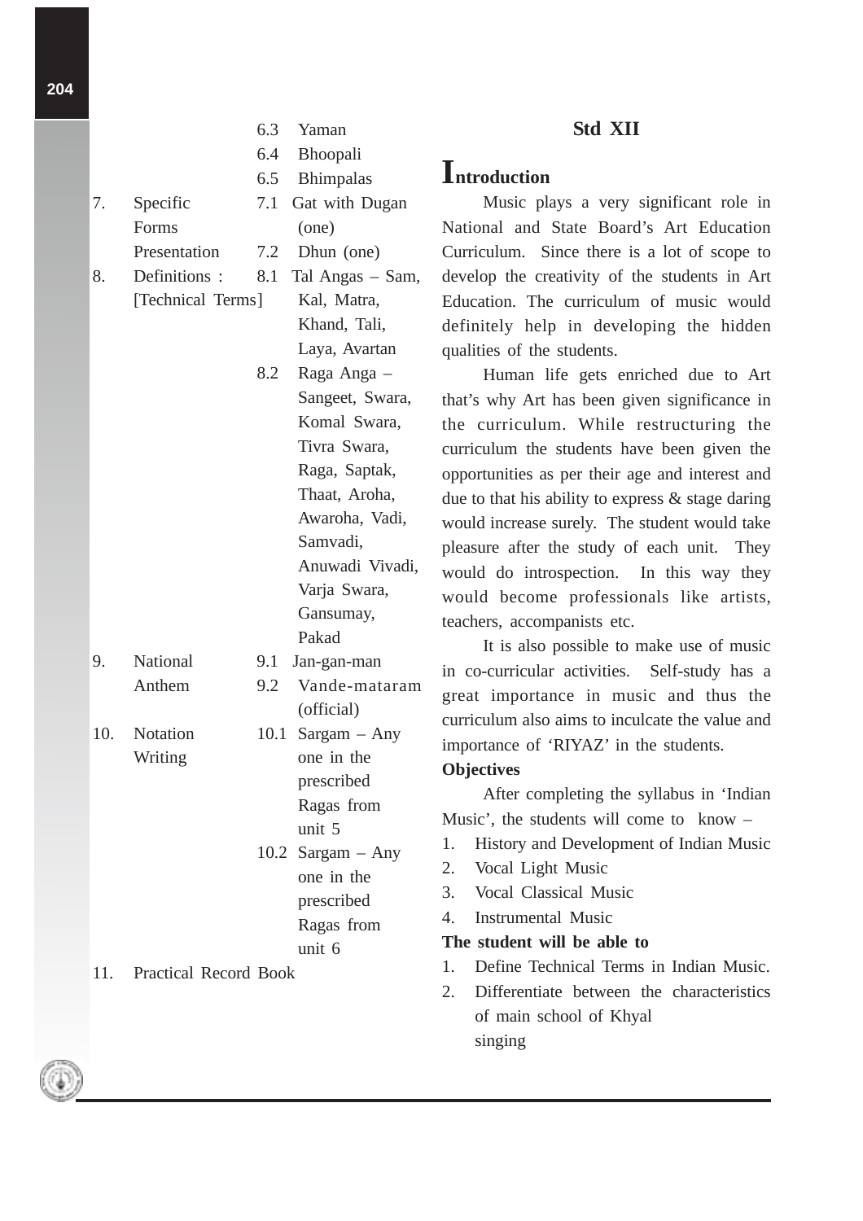| | | | |
|---|---|---|---|
| | | 6.3 | Yaman |
| | | 6.4 | Bhoopali |
| | | 6.5 | Bhimpalas |
| 7. | Specific Forms Presentation | 7.1 | Gat with Dugan (one) |
| | | 7.2 | Dhun (one) |
| 8. | Definitions : [Technical Terms] | 8.1 | Tal Angas – Sam, Kal, Matra, Khand, Tali, Laya, Avartan |
| | | 8.2 | Raga Anga – Sangeet, Swara, Komal Swara, Tivra Swara, Raga, Saptak, Thaat, Aroha, Awaroha, Vadi, Samvadi, Anuwadi Vivadi, Varja Swara, Gansumay, Pakad |
| 9. | National Anthem | 9.1 | Jan-gan-man |
| | | 9.2 | Vande-mataram (official) |
| 10. | Notation Writing | 10.1 | Sargam – Any one in the prescribed Ragas from unit 5 |
| | | 10.2 | Sargam – Any one in the prescribed Ragas from unit 6 |
| 11. | Practical Record Book | | |

## Std XII

## Introduction

Music plays a very significant role in National and State Board's Art Education Curriculum. Since there is a lot of scope to develop the creativity of the students in Art Education. The curriculum of music would definitely help in developing the hidden qualities of the students.

Human life gets enriched due to Art that's why Art has been given significance in the curriculum. While restructuring the curriculum the students have been given the opportunities as per their age and interest and due to that his ability to express & stage daring would increase surely. The student would take pleasure after the study of each unit. They would do introspection. In this way they would become professionals like artists, teachers, accompanists etc.

It is also possible to make use of music in co-curricular activities. Self-study has a great importance in music and thus the curriculum also aims to inculcate the value and importance of 'RIYAZ' in the students.

**Objectives**

After completing the syllabus in 'Indian Music', the students will come to know –

1. History and Development of Indian Music
2. Vocal Light Music
3. Vocal Classical Music
4. Instrumental Music

**The student will be able to**

1. Define Technical Terms in Indian Music.
2. Differentiate between the characteristics of main school of Khyal singing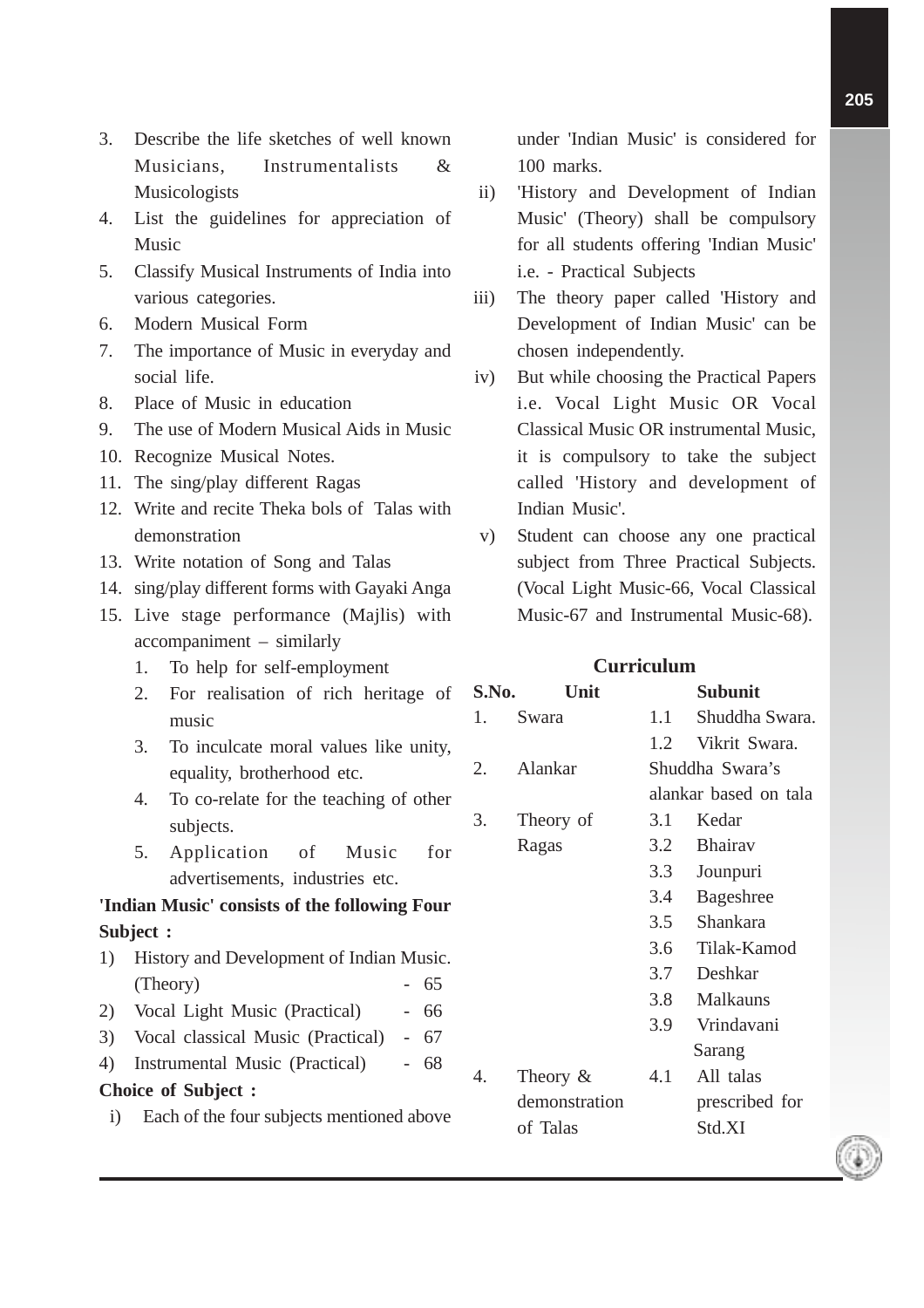3. Describe the life sketches of well known Musicians, Instrumentalists & Musicologists
4. List the guidelines for appreciation of Music
5. Classify Musical Instruments of India into various categories.
6. Modern Musical Form
7. The importance of Music in everyday and social life.
8. Place of Music in education
9. The use of Modern Musical Aids in Music
10. Recognize Musical Notes.
11. The sing/play different Ragas
12. Write and recite Theka bols of Talas with demonstration
13. Write notation of Song and Talas
14. sing/play different forms with Gayaki Anga
15. Live stage performance (Majlis) with accompaniment – similarly
    1. To help for self-employment
    2. For realisation of rich heritage of music
    3. To inculcate moral values like unity, equality, brotherhood etc.
    4. To co-relate for the teaching of other subjects.
    5. Application of Music for advertisements, industries etc.

**'Indian Music' consists of the following Four Subject :**

1) History and Development of Indian Music. (Theory) - 65
2) Vocal Light Music (Practical) - 66
3) Vocal classical Music (Practical) - 67
4) Instrumental Music (Practical) - 68

**Choice of Subject :**

i) Each of the four subjects mentioned above under 'Indian Music' is considered for 100 marks.
ii) 'History and Development of Indian Music' (Theory) shall be compulsory for all students offering 'Indian Music' i.e. - Practical Subjects
iii) The theory paper called 'History and Development of Indian Music' can be chosen independently.
iv) But while choosing the Practical Papers i.e. Vocal Light Music OR Vocal Classical Music OR instrumental Music, it is compulsory to take the subject called 'History and development of Indian Music'.
v) Student can choose any one practical subject from Three Practical Subjects. (Vocal Light Music-66, Vocal Classical Music-67 and Instrumental Music-68).

**Curriculum**

| S.No. | Unit | Subunit |
|---|---|---|
| 1. | Swara | 1.1 Shuddha Swara.<br>1.2 Vikrit Swara. |
| 2. | Alankar | Shuddha Swara's alankar based on tala |
| 3. | Theory of Ragas | 3.1 Kedar<br>3.2 Bhairav<br>3.3 Jounpuri<br>3.4 Bageshree<br>3.5 Shankara<br>3.6 Tilak-Kamod<br>3.7 Deshkar<br>3.8 Malkauns<br>3.9 Vrindavani Sarang |
| 4. | Theory & demonstration of Talas | 4.1 All talas prescribed for Std.XI |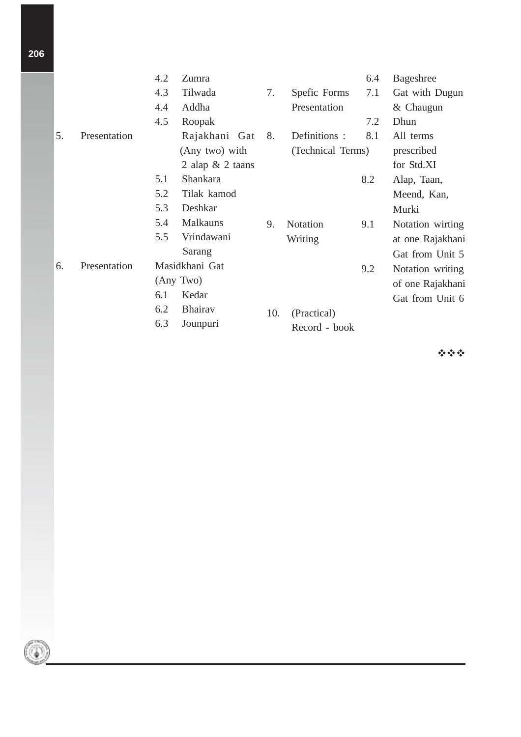| | | | |
|---|---|---|---|
| | | 4.2 | Zumra |
| | | 4.3 | Tilwada |
| | | 4.4 | Addha |
| | | 4.5 | Roopak |
| 5. | Presentation | | Rajakhani Gat (Any two) with 2 alap & 2 taans |
| | | 5.1 | Shankara |
| | | 5.2 | Tilak kamod |
| | | 5.3 | Deshkar |
| | | 5.4 | Malkauns |
| | | 5.5 | Vrindawani Sarang |
| 6. | Presentation | | Masidkhani Gat (Any Two) |
| | | 6.1 | Kedar |
| | | 6.2 | Bhairav |
| | | 6.3 | Jounpuri |
| | | 6.4 | Bageshree |
| 7. | Spefic Forms Presentation | 7.1 | Gat with Dugun & Chaugun |
| | | 7.2 | Dhun |
| 8. | Definitions : (Technical Terms) | 8.1 | All terms prescribed for Std.XI |
| | | 8.2 | Alap, Taan, Meend, Kan, Murki |
| 9. | Notation Writing | 9.1 | Notation wirting at one Rajakhani Gat from Unit 5 |
| | | 9.2 | Notation writing of one Rajakhani Gat from Unit 6 |
| 10. | (Practical) Record - book | | |

❖❖❖